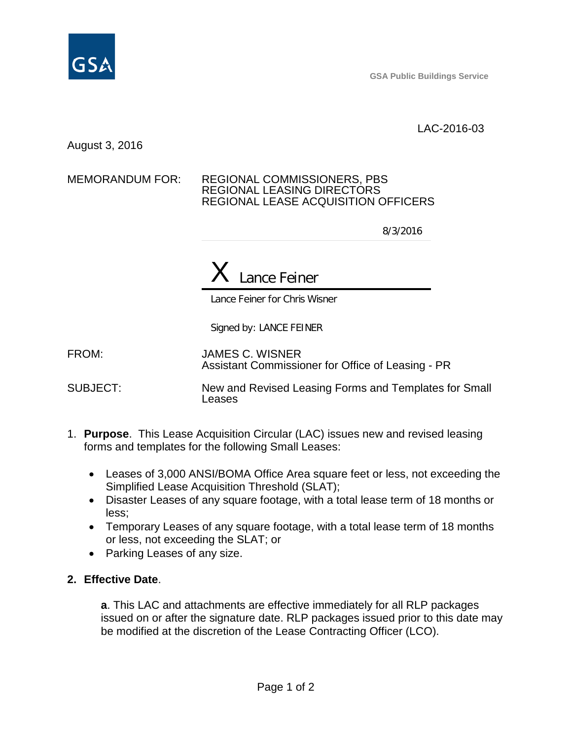GSA Public Buildings Service

LAC-2016-03

August 3, 2016

MEMORANDUM FOR: REGIONAL COMMISSIONERS, PBS
REGIONAL LEASING DIRECTORS
REGIONAL LEASE ACQUISITION OFFICERS

8/3/2016

X Lance Feiner

Lance Feiner for Chris Wisner

Signed by: LANCE FEINER

FROM: JAMES C. WISNER
Assistant Commissioner for Office of Leasing - PR

SUBJECT: New and Revised Leasing Forms and Templates for Small Leases

1. **Purpose**. This Lease Acquisition Circular (LAC) issues new and revised leasing forms and templates for the following Small Leases:

   - Leases of 3,000 ANSI/BOMA Office Area square feet or less, not exceeding the Simplified Lease Acquisition Threshold (SLAT);
   - Disaster Leases of any square footage, with a total lease term of 18 months or less;
   - Temporary Leases of any square footage, with a total lease term of 18 months or less, not exceeding the SLAT; or
   - Parking Leases of any size.

2. **Effective Date**.

   **a**. This LAC and attachments are effective immediately for all RLP packages issued on or after the signature date. RLP packages issued prior to this date may be modified at the discretion of the Lease Contracting Officer (LCO).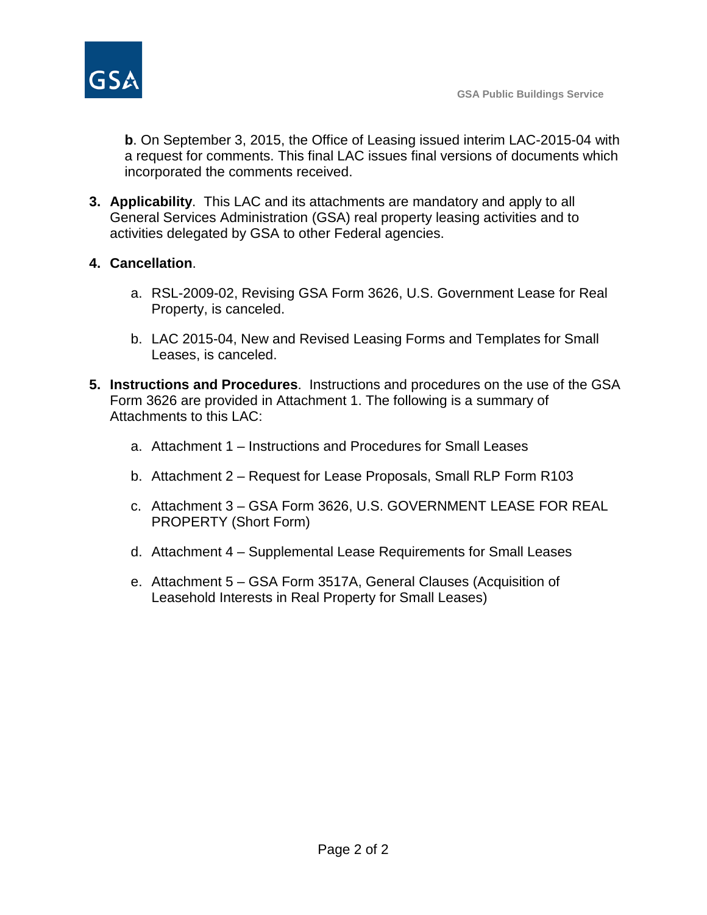**b**. On September 3, 2015, the Office of Leasing issued interim LAC-2015-04 with a request for comments. This final LAC issues final versions of documents which incorporated the comments received.

3. **Applicability**. This LAC and its attachments are mandatory and apply to all General Services Administration (GSA) real property leasing activities and to activities delegated by GSA to other Federal agencies.

4. **Cancellation**.

   a. RSL-2009-02, Revising GSA Form 3626, U.S. Government Lease for Real Property, is canceled.

   b. LAC 2015-04, New and Revised Leasing Forms and Templates for Small Leases, is canceled.

5. **Instructions and Procedures**. Instructions and procedures on the use of the GSA Form 3626 are provided in Attachment 1. The following is a summary of Attachments to this LAC:

   a. Attachment 1 – Instructions and Procedures for Small Leases

   b. Attachment 2 – Request for Lease Proposals, Small RLP Form R103

   c. Attachment 3 – GSA Form 3626, U.S. GOVERNMENT LEASE FOR REAL PROPERTY (Short Form)

   d. Attachment 4 – Supplemental Lease Requirements for Small Leases

   e. Attachment 5 – GSA Form 3517A, General Clauses (Acquisition of Leasehold Interests in Real Property for Small Leases)